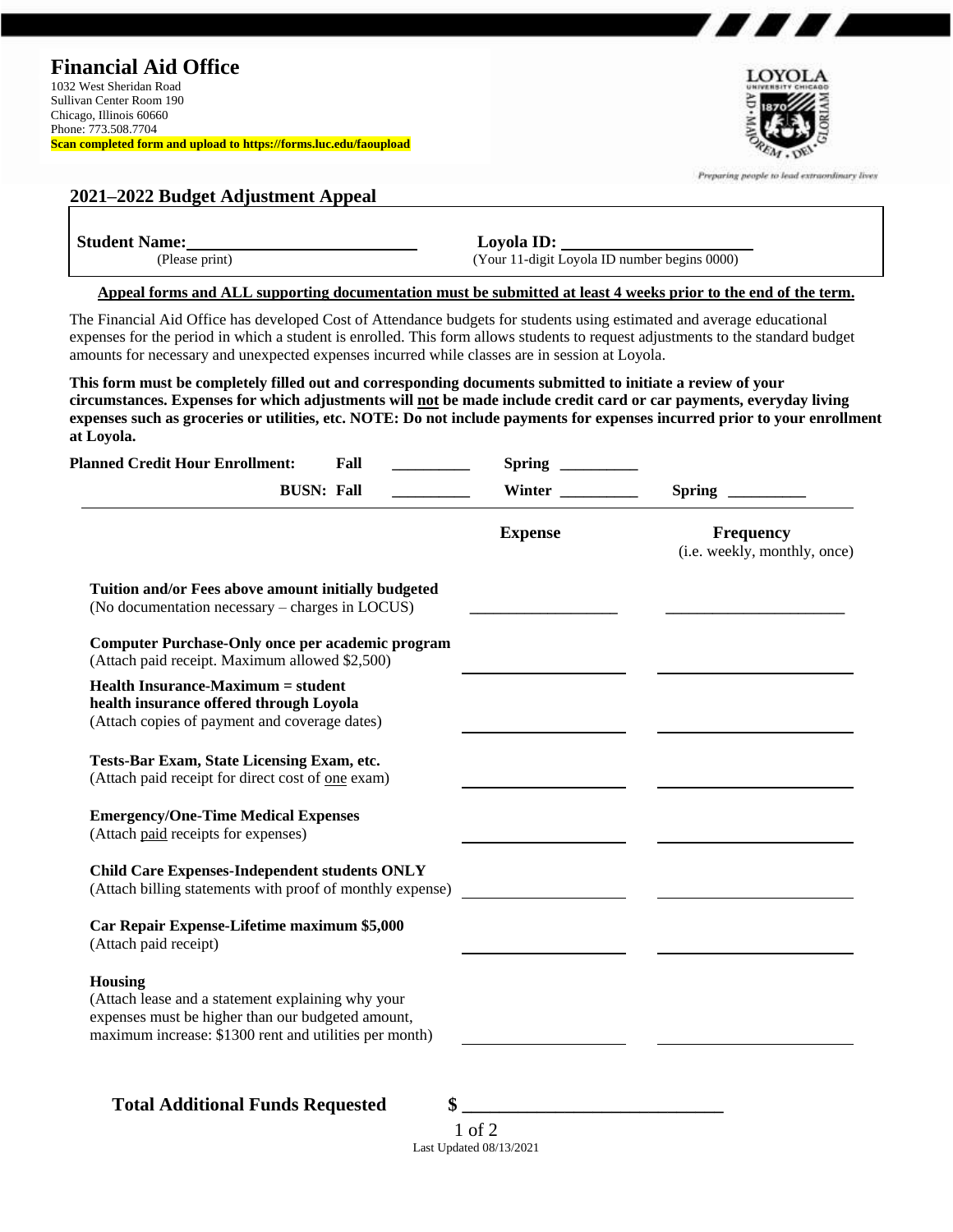# Financial Aid Office

1032 West Sheridan Road
Sullivan Center Room 190
Chicago, Illinois 60660
Phone: 773.508.7704
**Scan completed form and upload to https://forms.luc.edu/faoupload**

Preparing people to lead extraordinary lives

## 2021–2022 Budget Adjustment Appeal

**Student Name:** ____________________________
(Please print)

**Loyola ID:** ______________________
(Your 11-digit Loyola ID number begins 0000)

**Appeal forms and ALL supporting documentation must be submitted at least 4 weeks prior to the end of the term.**

The Financial Aid Office has developed Cost of Attendance budgets for students using estimated and average educational expenses for the period in which a student is enrolled. This form allows students to request adjustments to the standard budget amounts for necessary and unexpected expenses incurred while classes are in session at Loyola.

**This form must be completely filled out and corresponding documents submitted to initiate a review of your circumstances. Expenses for which adjustments will not be made include credit card or car payments, everyday living expenses such as groceries or utilities, etc. NOTE: Do not include payments for expenses incurred prior to your enrollment at Loyola.**

**Planned Credit Hour Enrollment:** **Fall** __________ **Spring** __________

**BUSN: Fall** __________ **Winter** __________ **Spring** __________

| | **Expense** | **Frequency** (i.e. weekly, monthly, once) |
|---|---|---|
| **Tuition and/or Fees above amount initially budgeted** (No documentation necessary – charges in LOCUS) | __________________ | ______________________ |
| **Computer Purchase-Only once per academic program** (Attach paid receipt. Maximum allowed $2,500) | __________________ | ______________________ |
| **Health Insurance-Maximum = student health insurance offered through Loyola** (Attach copies of payment and coverage dates) | __________________ | ______________________ |
| **Tests-Bar Exam, State Licensing Exam, etc.** (Attach paid receipt for direct cost of one exam) | __________________ | ______________________ |
| **Emergency/One-Time Medical Expenses** (Attach paid receipts for expenses) | __________________ | ______________________ |
| **Child Care Expenses-Independent students ONLY** (Attach billing statements with proof of monthly expense) | __________________ | ______________________ |
| **Car Repair Expense-Lifetime maximum $5,000** (Attach paid receipt) | __________________ | ______________________ |
| **Housing** (Attach lease and a statement explaining why your expenses must be higher than our budgeted amount, maximum increase: $1300 rent and utilities per month) | __________________ | ______________________ |

**Total Additional Funds Requested** **$** ____________________________

Last Updated 08/13/2021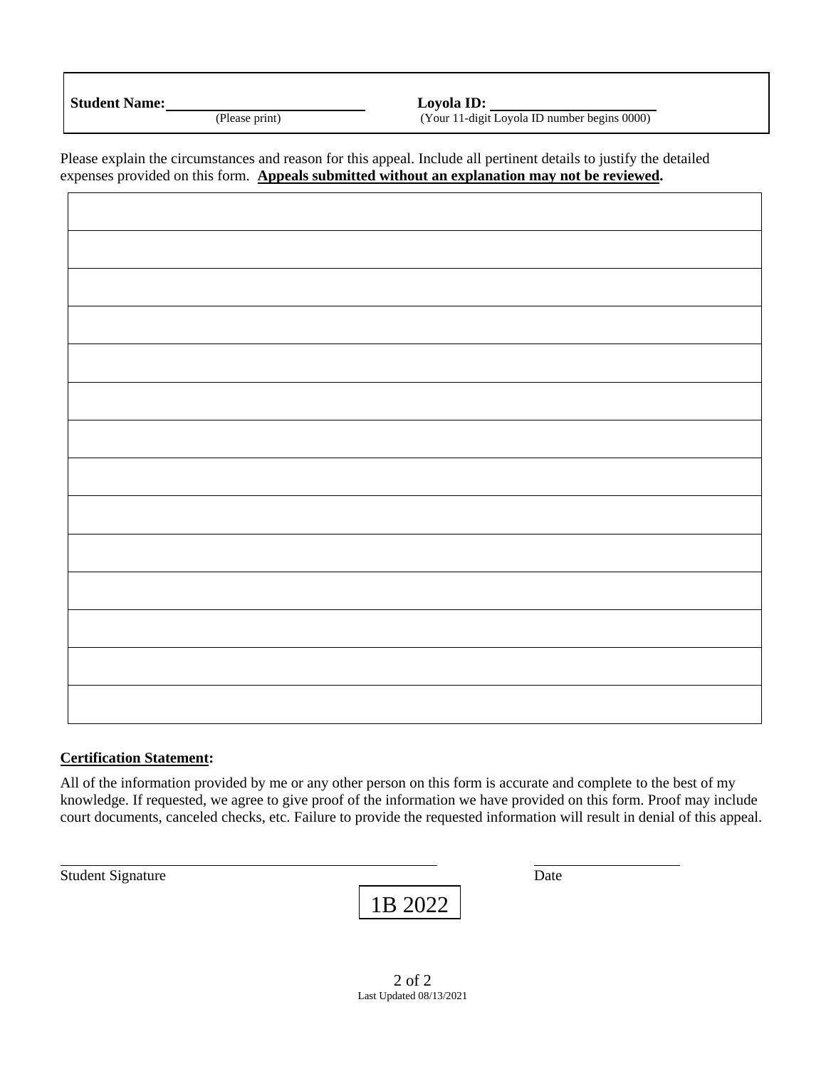**Student Name:** ______________________________ (Please print)

**Loyola ID:** ______________________________ (Your 11-digit Loyola ID number begins 0000)

Please explain the circumstances and reason for this appeal. Include all pertinent details to justify the detailed expenses provided on this form. **Appeals submitted without an explanation may not be reviewed.**

| |
|---|
| |
| |
| |
| |
| |
| |
| |
| |
| |
| |
| |
| |
| |

**Certification Statement:**

All of the information provided by me or any other person on this form is accurate and complete to the best of my knowledge. If requested, we agree to give proof of the information we have provided on this form. Proof may include court documents, canceled checks, etc. Failure to provide the requested information will result in denial of this appeal.

______________________________________________ Student Signature

____________________ Date

1B 2022

Last Updated 08/13/2021